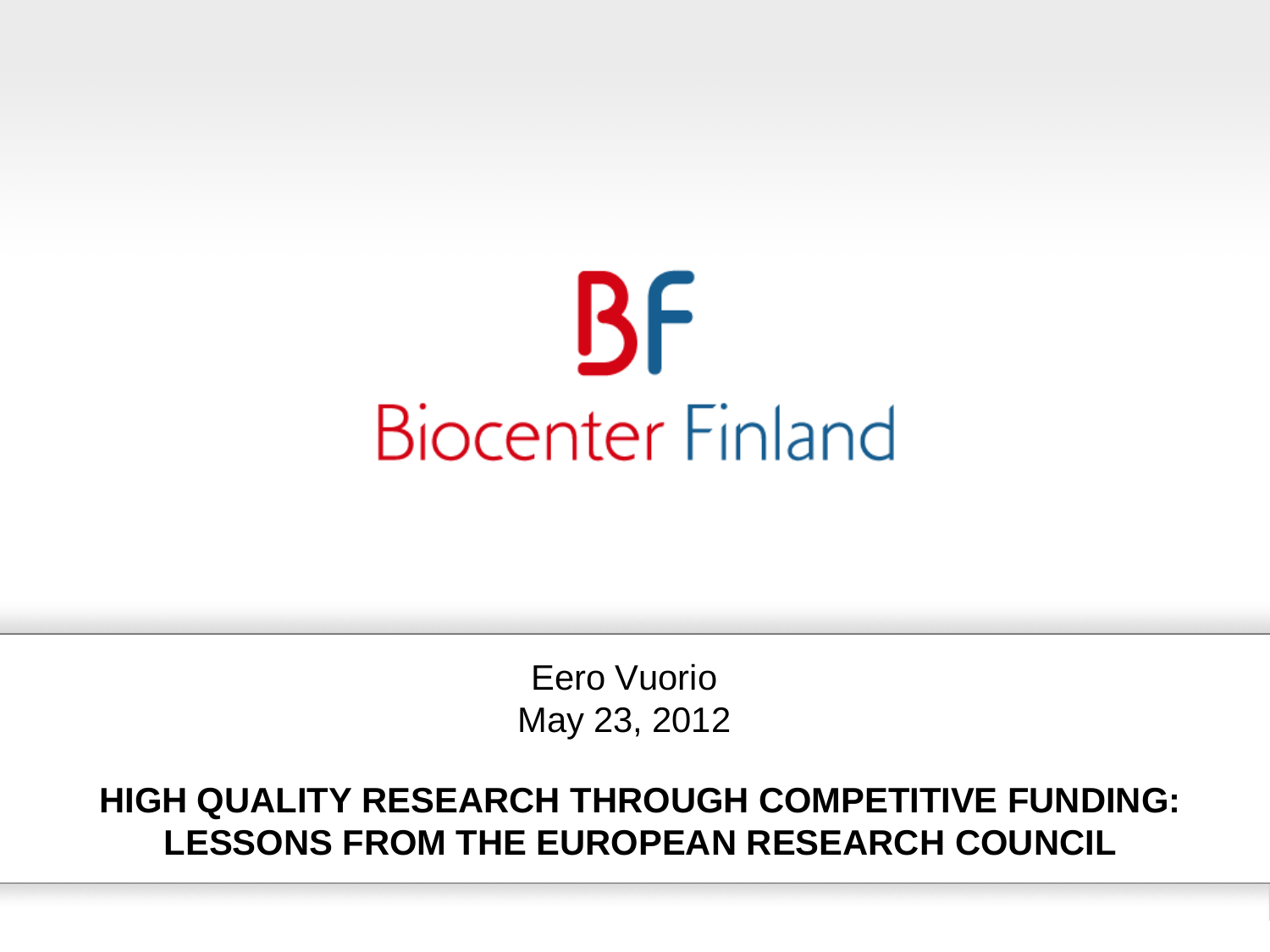BF

Biocenter Finland

Eero Vuorio
May 23, 2012

# HIGH QUALITY RESEARCH THROUGH COMPETITIVE FUNDING: LESSONS FROM THE EUROPEAN RESEARCH COUNCIL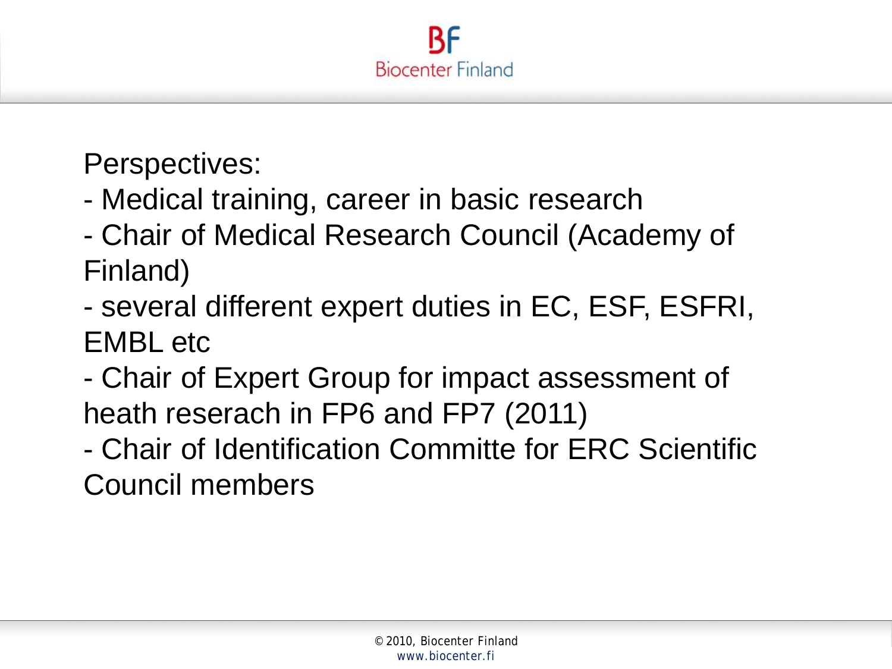Perspectives:

- Medical training, career in basic research
- Chair of Medical Research Council (Academy of Finland)
- several different expert duties in EC, ESF, ESFRI, EMBL etc
- Chair of Expert Group for impact assessment of heath reserach in FP6 and FP7 (2011)
- Chair of Identification Committe for ERC Scientific Council members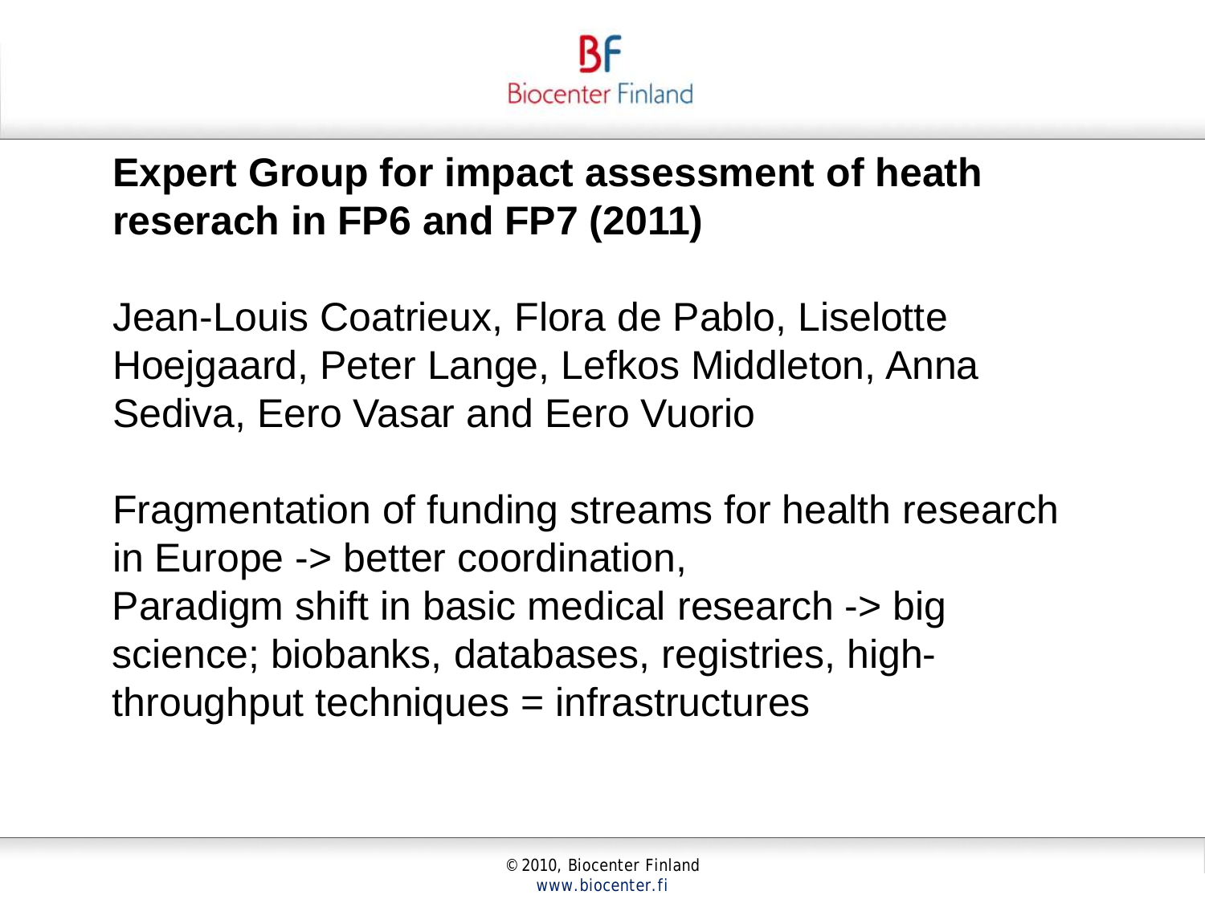## Expert Group for impact assessment of heath reserach in FP6 and FP7 (2011)

Jean-Louis Coatrieux, Flora de Pablo, Liselotte Hoejgaard, Peter Lange, Lefkos Middleton, Anna Sediva, Eero Vasar and Eero Vuorio

Fragmentation of funding streams for health research in Europe -> better coordination,
Paradigm shift in basic medical research -> big science; biobanks, databases, registries, high-throughput techniques = infrastructures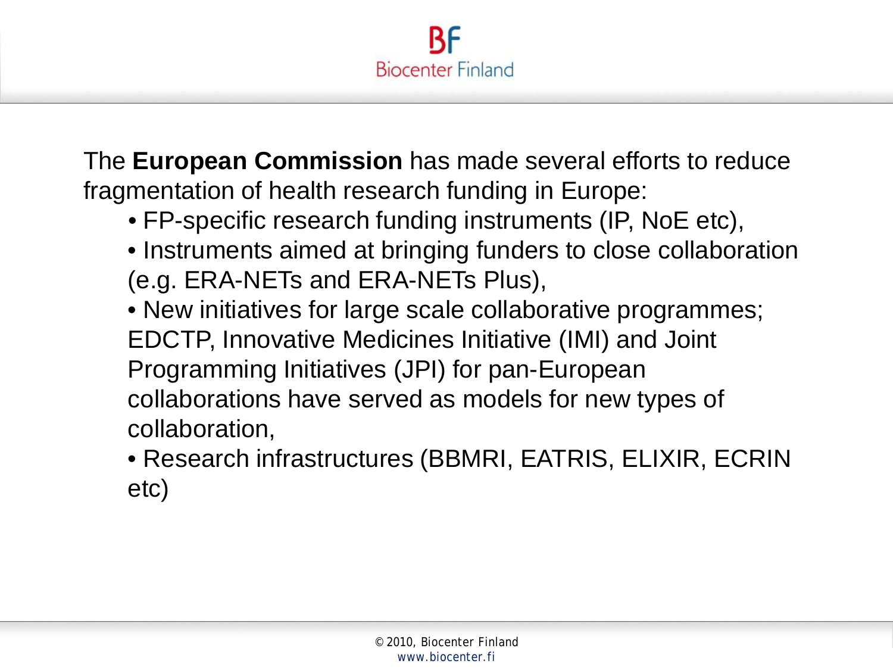The **European Commission** has made several efforts to reduce fragmentation of health research funding in Europe:

- FP-specific research funding instruments (IP, NoE etc),
- Instruments aimed at bringing funders to close collaboration (e.g. ERA-NETs and ERA-NETs Plus),
- New initiatives for large scale collaborative programmes; EDCTP, Innovative Medicines Initiative (IMI) and Joint Programming Initiatives (JPI) for pan-European collaborations have served as models for new types of collaboration,
- Research infrastructures (BBMRI, EATRIS, ELIXIR, ECRIN etc)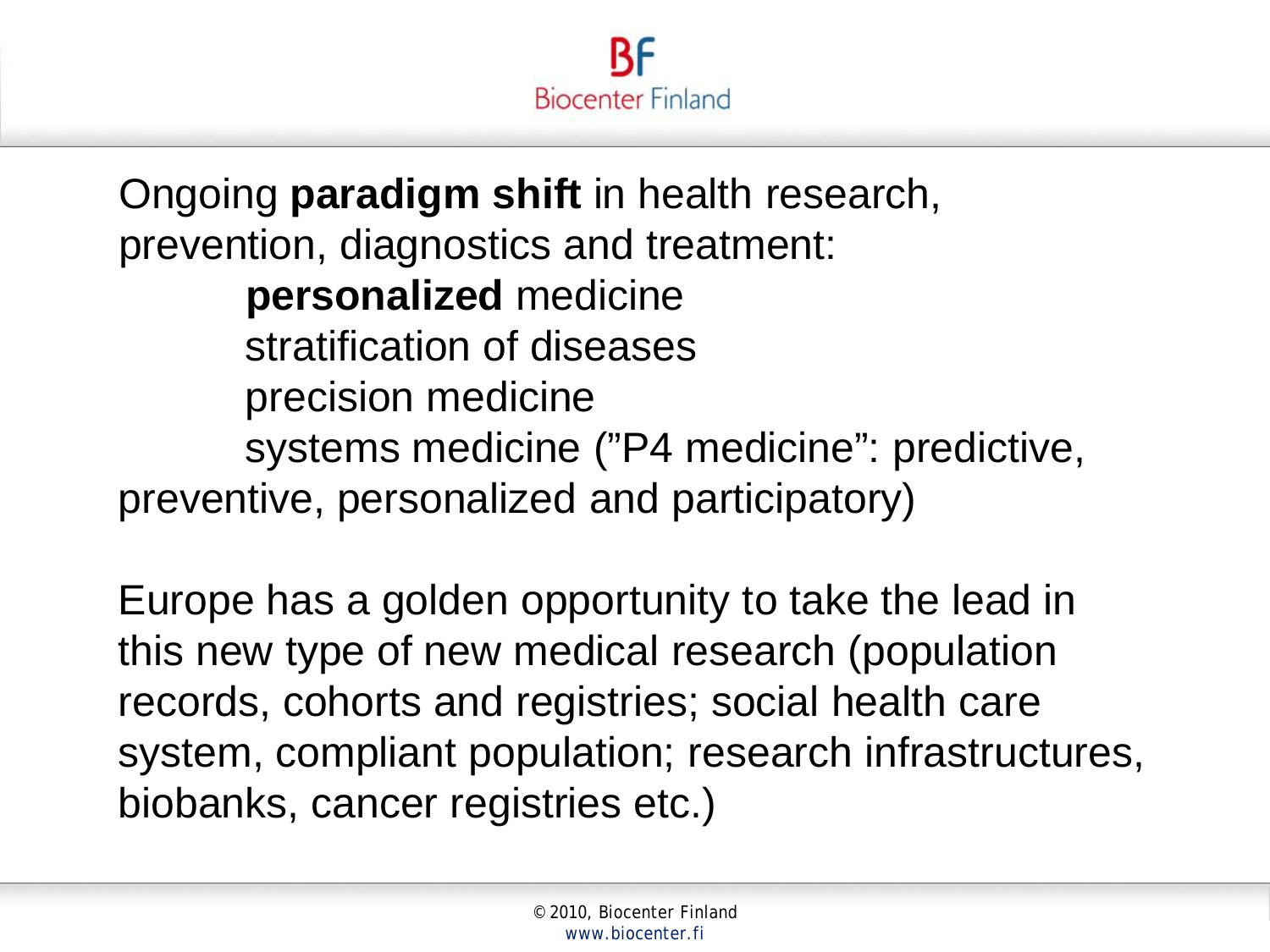Ongoing **paradigm shift** in health research, prevention, diagnostics and treatment:

- **personalized** medicine
- stratification of diseases
- precision medicine
- systems medicine (”P4 medicine”: predictive, preventive, personalized and participatory)

Europe has a golden opportunity to take the lead in this new type of new medical research (population records, cohorts and registries; social health care system, compliant population; research infrastructures, biobanks, cancer registries etc.)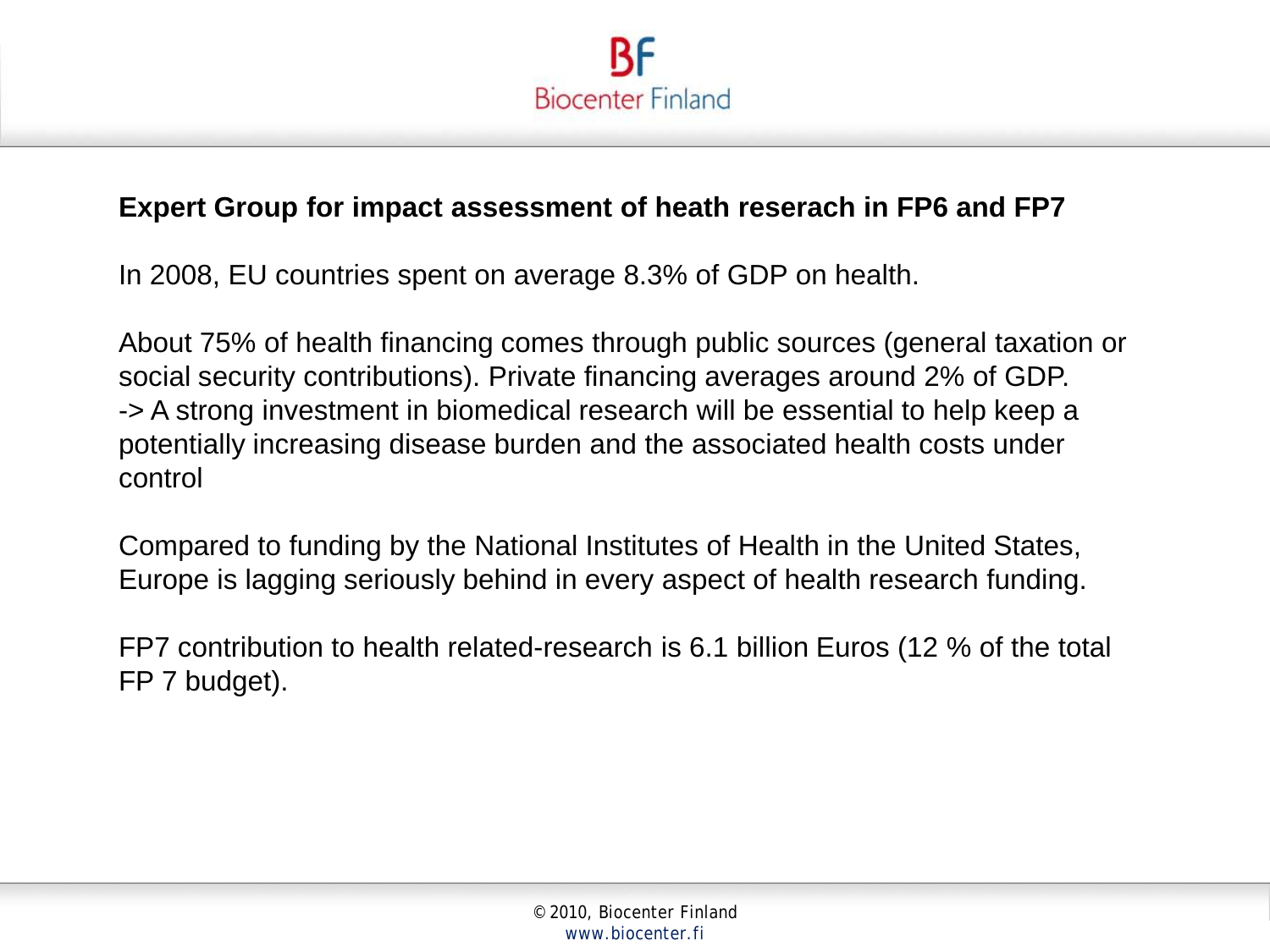**Expert Group for impact assessment of heath reserach in FP6 and FP7**

In 2008, EU countries spent on average 8.3% of GDP on health.

About 75% of health financing comes through public sources (general taxation or social security contributions). Private financing averages around 2% of GDP.
-> A strong investment in biomedical research will be essential to help keep a potentially increasing disease burden and the associated health costs under control

Compared to funding by the National Institutes of Health in the United States, Europe is lagging seriously behind in every aspect of health research funding.

FP7 contribution to health related-research is 6.1 billion Euros (12 % of the total FP 7 budget).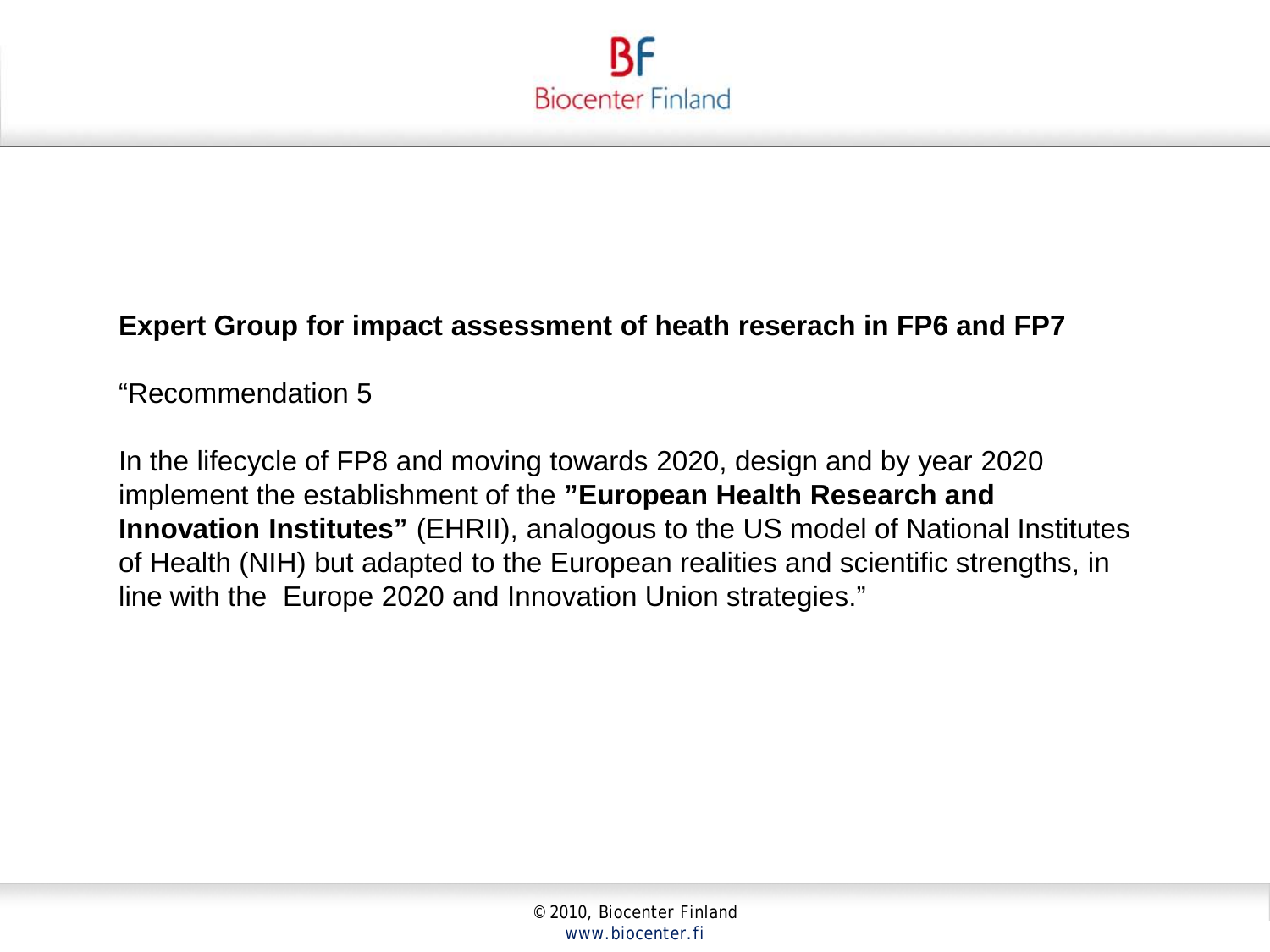**Expert Group for impact assessment of heath reserach in FP6 and FP7**

"Recommendation 5

In the lifecycle of FP8 and moving towards 2020, design and by year 2020 implement the establishment of the **"European Health Research and Innovation Institutes"** (EHRII), analogous to the US model of National Institutes of Health (NIH) but adapted to the European realities and scientific strengths, in line with the Europe 2020 and Innovation Union strategies."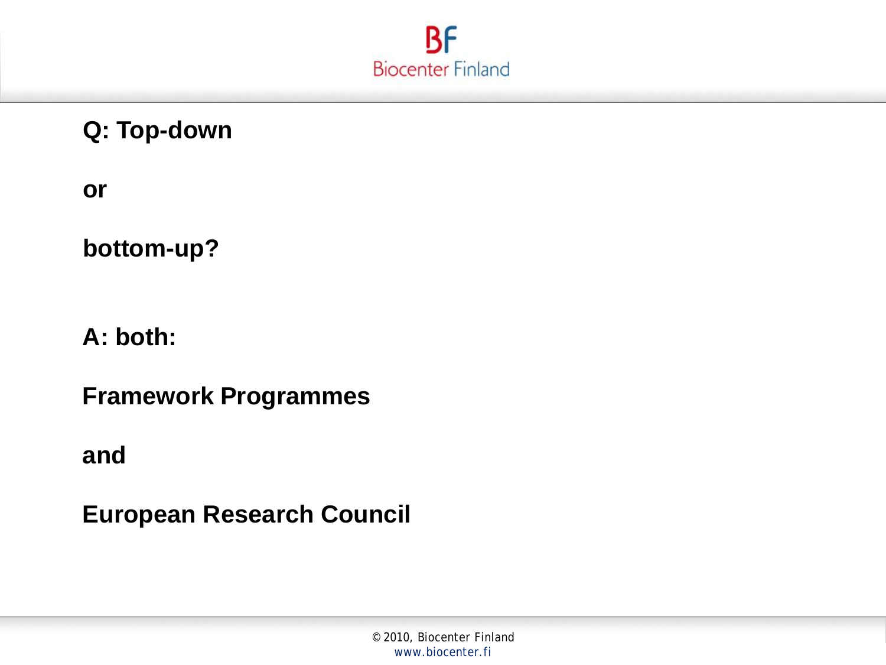**Q: Top-down**

**or**

**bottom-up?**

**A: both:**

**Framework Programmes**

**and**

**European Research Council**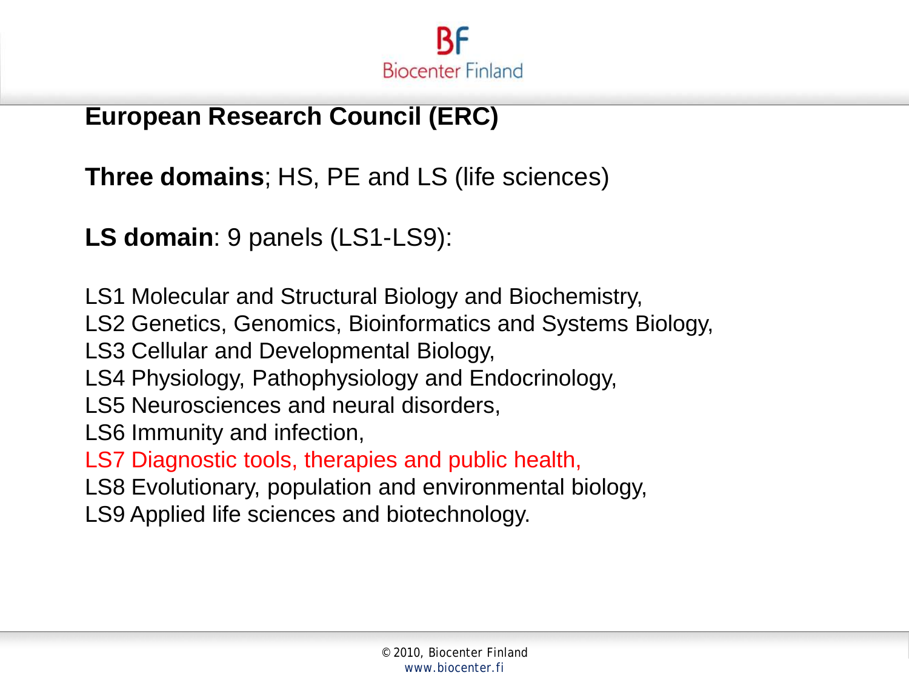## European Research Council (ERC)

**Three domains**; HS, PE and LS (life sciences)

**LS domain**: 9 panels (LS1-LS9):

LS1 Molecular and Structural Biology and Biochemistry,
LS2 Genetics, Genomics, Bioinformatics and Systems Biology,
LS3 Cellular and Developmental Biology,
LS4 Physiology, Pathophysiology and Endocrinology,
LS5 Neurosciences and neural disorders,
LS6 Immunity and infection,
LS7 Diagnostic tools, therapies and public health,
LS8 Evolutionary, population and environmental biology,
LS9 Applied life sciences and biotechnology.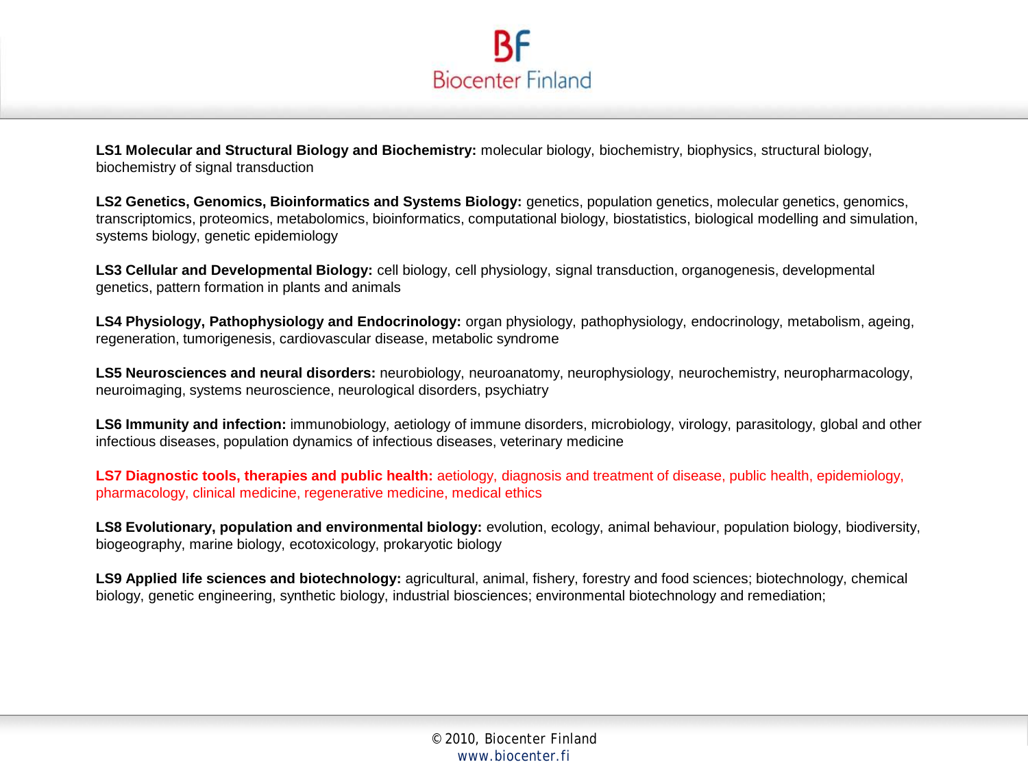**LS1 Molecular and Structural Biology and Biochemistry:** molecular biology, biochemistry, biophysics, structural biology, biochemistry of signal transduction

**LS2 Genetics, Genomics, Bioinformatics and Systems Biology:** genetics, population genetics, molecular genetics, genomics, transcriptomics, proteomics, metabolomics, bioinformatics, computational biology, biostatistics, biological modelling and simulation, systems biology, genetic epidemiology

**LS3 Cellular and Developmental Biology:** cell biology, cell physiology, signal transduction, organogenesis, developmental genetics, pattern formation in plants and animals

**LS4 Physiology, Pathophysiology and Endocrinology:** organ physiology, pathophysiology, endocrinology, metabolism, ageing, regeneration, tumorigenesis, cardiovascular disease, metabolic syndrome

**LS5 Neurosciences and neural disorders:** neurobiology, neuroanatomy, neurophysiology, neurochemistry, neuropharmacology, neuroimaging, systems neuroscience, neurological disorders, psychiatry

**LS6 Immunity and infection:** immunobiology, aetiology of immune disorders, microbiology, virology, parasitology, global and other infectious diseases, population dynamics of infectious diseases, veterinary medicine

**LS7 Diagnostic tools, therapies and public health:** aetiology, diagnosis and treatment of disease, public health, epidemiology, pharmacology, clinical medicine, regenerative medicine, medical ethics

**LS8 Evolutionary, population and environmental biology:** evolution, ecology, animal behaviour, population biology, biodiversity, biogeography, marine biology, ecotoxicology, prokaryotic biology

**LS9 Applied life sciences and biotechnology:** agricultural, animal, fishery, forestry and food sciences; biotechnology, chemical biology, genetic engineering, synthetic biology, industrial biosciences; environmental biotechnology and remediation;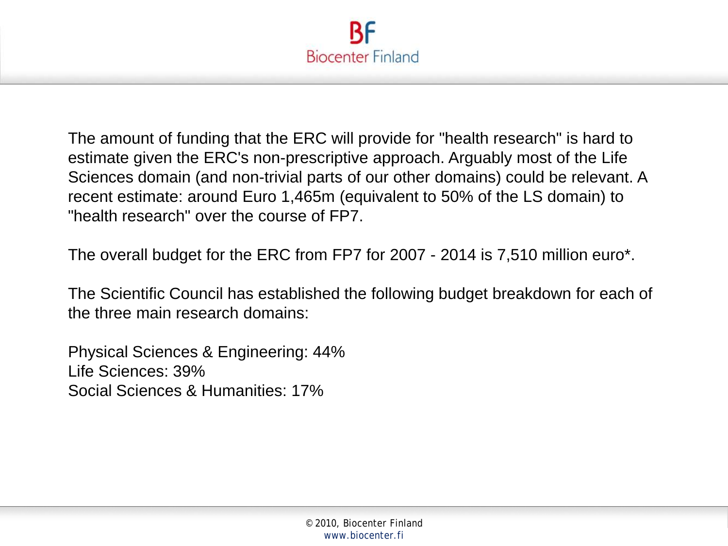The amount of funding that the ERC will provide for "health research" is hard to estimate given the ERC's non-prescriptive approach. Arguably most of the Life Sciences domain (and non-trivial parts of our other domains) could be relevant. A recent estimate: around Euro 1,465m (equivalent to 50% of the LS domain) to "health research" over the course of FP7.

The overall budget for the ERC from FP7 for 2007 - 2014 is 7,510 million euro*.

The Scientific Council has established the following budget breakdown for each of the three main research domains:

Physical Sciences & Engineering: 44%
Life Sciences: 39%
Social Sciences & Humanities: 17%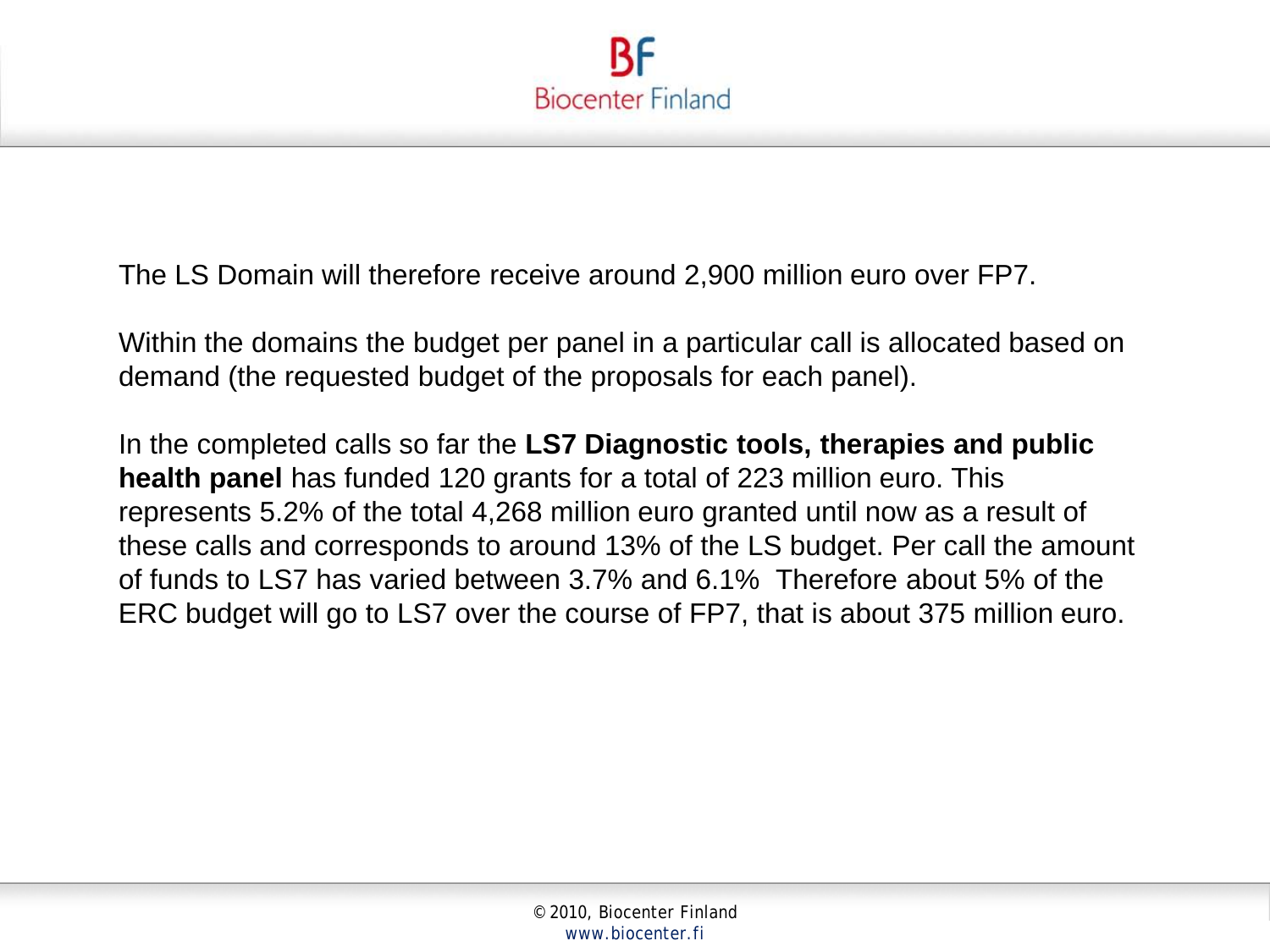The LS Domain will therefore receive around 2,900 million euro over FP7.

Within the domains the budget per panel in a particular call is allocated based on demand (the requested budget of the proposals for each panel).

In the completed calls so far the **LS7 Diagnostic tools, therapies and public health panel** has funded 120 grants for a total of 223 million euro. This represents 5.2% of the total 4,268 million euro granted until now as a result of these calls and corresponds to around 13% of the LS budget. Per call the amount of funds to LS7 has varied between 3.7% and 6.1% Therefore about 5% of the ERC budget will go to LS7 over the course of FP7, that is about 375 million euro.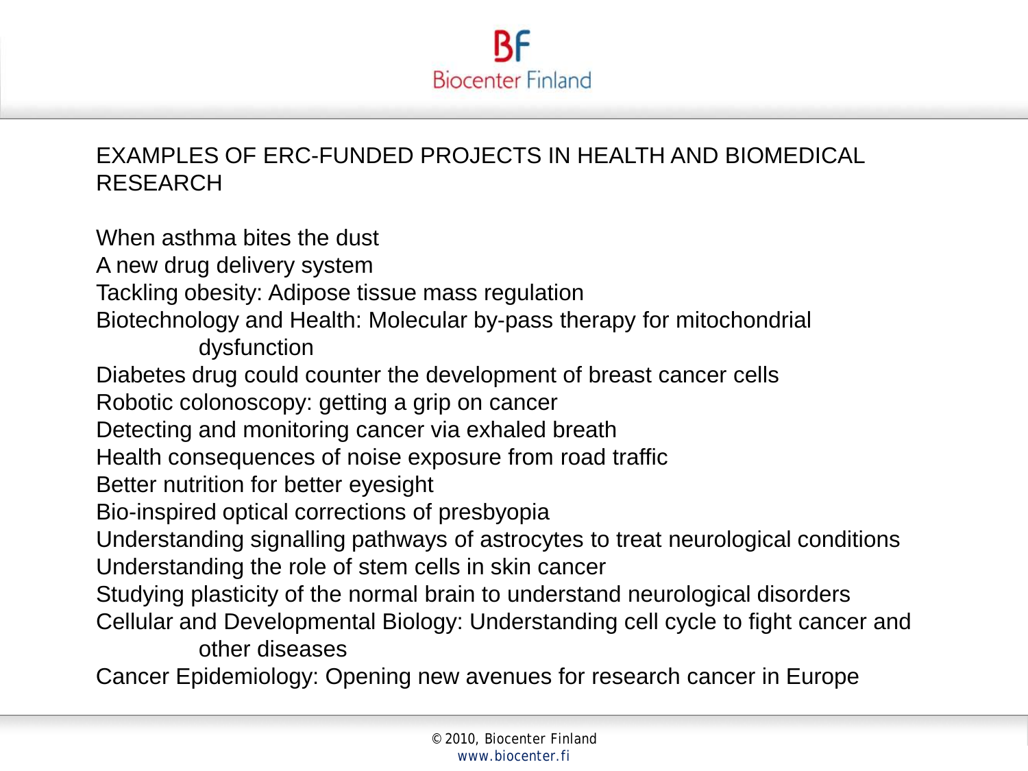## EXAMPLES OF ERC-FUNDED PROJECTS IN HEALTH AND BIOMEDICAL RESEARCH

When asthma bites the dust
A new drug delivery system
Tackling obesity: Adipose tissue mass regulation
Biotechnology and Health: Molecular by-pass therapy for mitochondrial dysfunction
Diabetes drug could counter the development of breast cancer cells
Robotic colonoscopy: getting a grip on cancer
Detecting and monitoring cancer via exhaled breath
Health consequences of noise exposure from road traffic
Better nutrition for better eyesight
Bio-inspired optical corrections of presbyopia
Understanding signalling pathways of astrocytes to treat neurological conditions
Understanding the role of stem cells in skin cancer
Studying plasticity of the normal brain to understand neurological disorders
Cellular and Developmental Biology: Understanding cell cycle to fight cancer and other diseases
Cancer Epidemiology: Opening new avenues for research cancer in Europe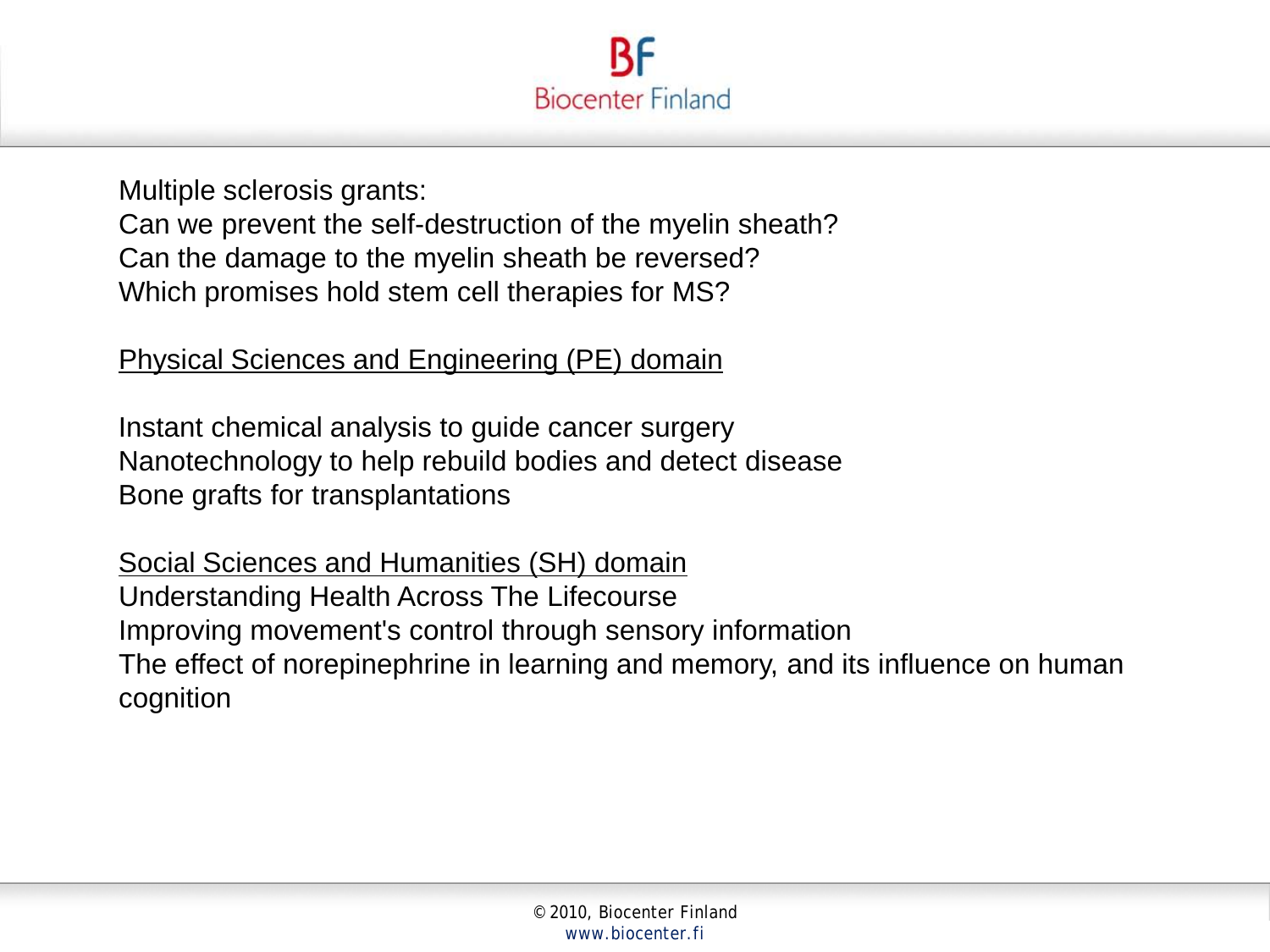Multiple sclerosis grants:
Can we prevent the self-destruction of the myelin sheath?
Can the damage to the myelin sheath be reversed?
Which promises hold stem cell therapies for MS?

<u>Physical Sciences and Engineering (PE) domain</u>

Instant chemical analysis to guide cancer surgery
Nanotechnology to help rebuild bodies and detect disease
Bone grafts for transplantations

<u>Social Sciences and Humanities (SH) domain</u>
Understanding Health Across The Lifecourse
Improving movement's control through sensory information
The effect of norepinephrine in learning and memory, and its influence on human cognition